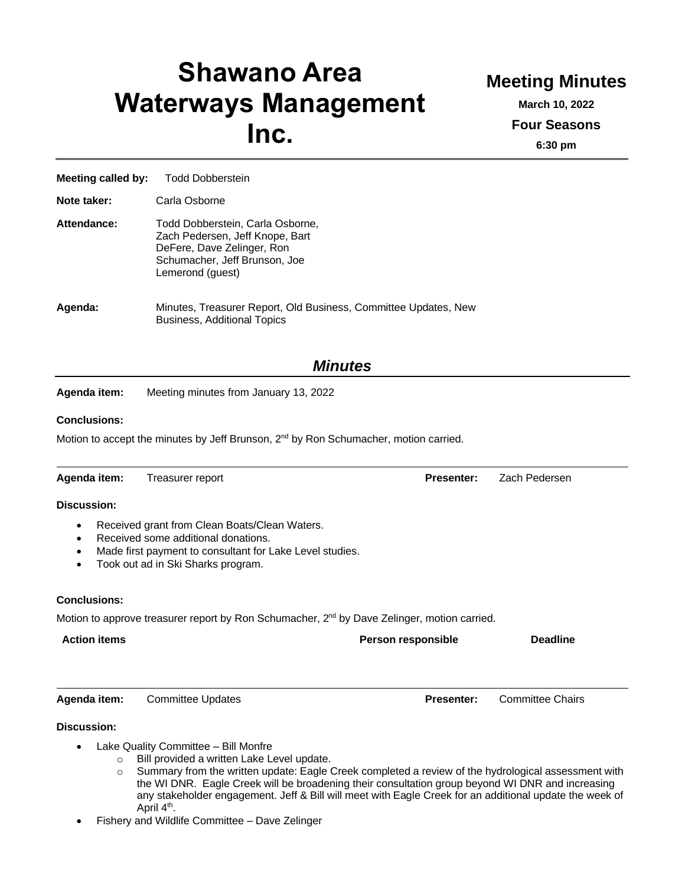# Shawano Area Waterways Management Inc.

## Meeting Minutes

**March 10, 2022**

**Four Seasons**

**6:30 pm**

---

**Meeting called by:** Todd Dobberstein

**Note taker:** Carla Osborne

**Attendance:** Todd Dobberstein, Carla Osborne, Zach Pedersen, Jeff Knope, Bart DeFere, Dave Zelinger, Ron Schumacher, Jeff Brunson, Joe Lemerond (guest)

**Agenda:** Minutes, Treasurer Report, Old Business, Committee Updates, New Business, Additional Topics

## *Minutes*

---

**Agenda item:** Meeting minutes from January 13, 2022

**Conclusions:**

Motion to accept the minutes by Jeff Brunson, 2nd by Ron Schumacher, motion carried.

---

**Agenda item:** Treasurer report **Presenter:** Zach Pedersen

**Discussion:**

- Received grant from Clean Boats/Clean Waters.
- Received some additional donations.
- Made first payment to consultant for Lake Level studies.
- Took out ad in Ski Sharks program.

**Conclusions:**

Motion to approve treasurer report by Ron Schumacher, 2nd by Dave Zelinger, motion carried.

| Action items | Person responsible | Deadline |
|---|---|---|
| | | |

---

**Agenda item:** Committee Updates **Presenter:** Committee Chairs

**Discussion:**

- Lake Quality Committee – Bill Monfre
  - Bill provided a written Lake Level update.
  - Summary from the written update: Eagle Creek completed a review of the hydrological assessment with the WI DNR. Eagle Creek will be broadening their consultation group beyond WI DNR and increasing any stakeholder engagement. Jeff & Bill will meet with Eagle Creek for an additional update the week of April 4th.
- Fishery and Wildlife Committee – Dave Zelinger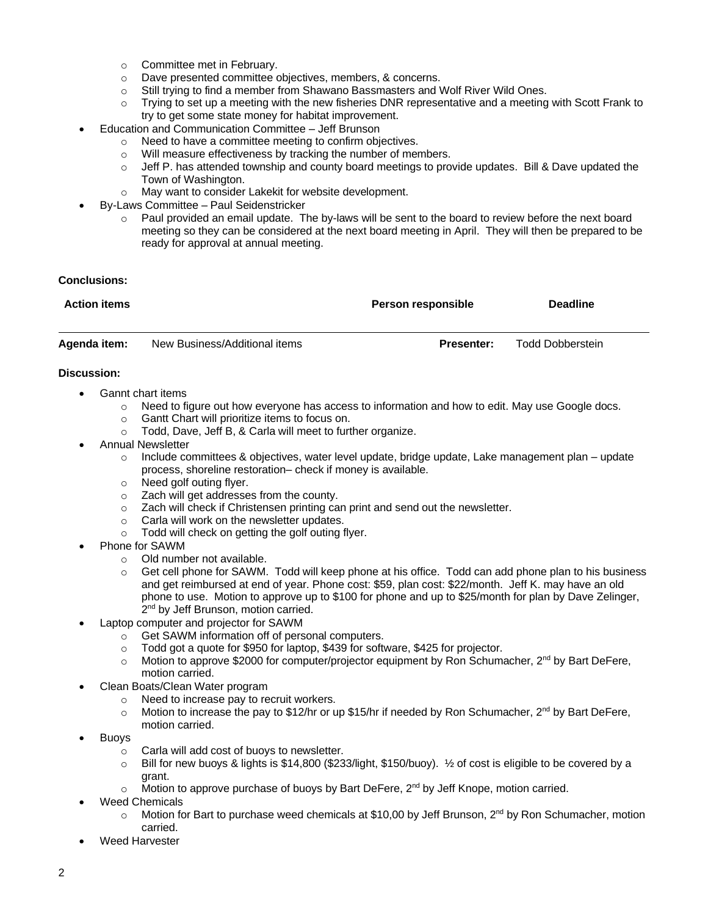- Committee met in February.
  - Dave presented committee objectives, members, & concerns.
  - Still trying to find a member from Shawano Bassmasters and Wolf River Wild Ones.
  - Trying to set up a meeting with the new fisheries DNR representative and a meeting with Scott Frank to try to get some state money for habitat improvement.
- Education and Communication Committee – Jeff Brunson
  - Need to have a committee meeting to confirm objectives.
  - Will measure effectiveness by tracking the number of members.
  - Jeff P. has attended township and county board meetings to provide updates. Bill & Dave updated the Town of Washington.
  - May want to consider Lakekit for website development.
- By-Laws Committee – Paul Seidenstricker
  - Paul provided an email update. The by-laws will be sent to the board to review before the next board meeting so they can be considered at the next board meeting in April. They will then be prepared to be ready for approval at annual meeting.

**Conclusions:**

| Action items | Person responsible | Deadline |
|---|---|---|

**Agenda item:** New Business/Additional items **Presenter:** Todd Dobberstein

**Discussion:**

- Gannt chart items
  - Need to figure out how everyone has access to information and how to edit. May use Google docs.
  - Gantt Chart will prioritize items to focus on.
  - Todd, Dave, Jeff B, & Carla will meet to further organize.
- Annual Newsletter
  - Include committees & objectives, water level update, bridge update, Lake management plan – update process, shoreline restoration– check if money is available.
  - Need golf outing flyer.
  - Zach will get addresses from the county.
  - Zach will check if Christensen printing can print and send out the newsletter.
  - Carla will work on the newsletter updates.
  - Todd will check on getting the golf outing flyer.
- Phone for SAWM
  - Old number not available.
  - Get cell phone for SAWM. Todd will keep phone at his office. Todd can add phone plan to his business and get reimbursed at end of year. Phone cost: $59, plan cost: $22/month. Jeff K. may have an old phone to use. Motion to approve up to $100 for phone and up to $25/month for plan by Dave Zelinger, 2nd by Jeff Brunson, motion carried.
- Laptop computer and projector for SAWM
  - Get SAWM information off of personal computers.
  - Todd got a quote for $950 for laptop, $439 for software, $425 for projector.
  - Motion to approve $2000 for computer/projector equipment by Ron Schumacher, 2nd by Bart DeFere, motion carried.
- Clean Boats/Clean Water program
  - Need to increase pay to recruit workers.
  - Motion to increase the pay to $12/hr or up $15/hr if needed by Ron Schumacher, 2nd by Bart DeFere, motion carried.
- Buoys
  - Carla will add cost of buoys to newsletter.
  - Bill for new buoys & lights is $14,800 ($233/light, $150/buoy). ½ of cost is eligible to be covered by a grant.
  - Motion to approve purchase of buoys by Bart DeFere, 2nd by Jeff Knope, motion carried.
- Weed Chemicals
  - Motion for Bart to purchase weed chemicals at $10,00 by Jeff Brunson, 2nd by Ron Schumacher, motion carried.
- Weed Harvester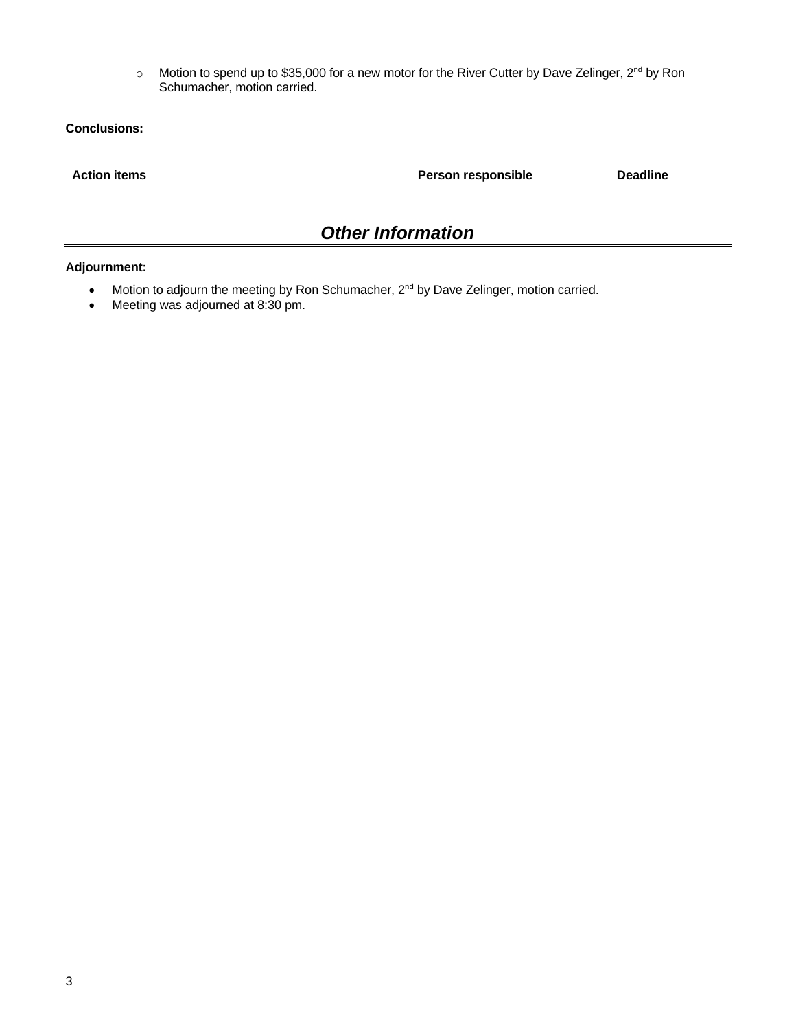- Motion to spend up to $35,000 for a new motor for the River Cutter by Dave Zelinger, 2nd by Ron Schumacher, motion carried.

**Conclusions:**

| Action items | Person responsible | Deadline |
|---|---|---|

## *Other Information*

**Adjournment:**

- Motion to adjourn the meeting by Ron Schumacher, 2nd by Dave Zelinger, motion carried.
- Meeting was adjourned at 8:30 pm.